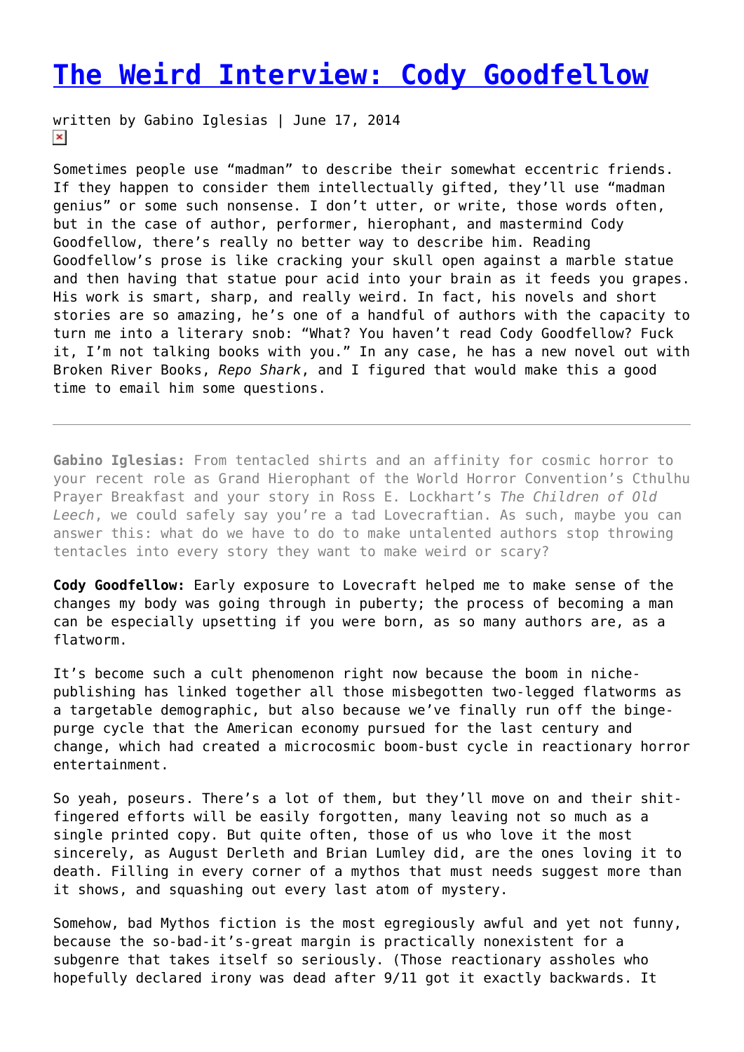# The Weird Interview: Cody Goodfellow

written by Gabino Iglesias | June 17, 2014

Sometimes people use "madman" to describe their somewhat eccentric friends. If they happen to consider them intellectually gifted, they'll use "madman genius" or some such nonsense. I don't utter, or write, those words often, but in the case of author, performer, hierophant, and mastermind Cody Goodfellow, there's really no better way to describe him. Reading Goodfellow's prose is like cracking your skull open against a marble statue and then having that statue pour acid into your brain as it feeds you grapes. His work is smart, sharp, and really weird. In fact, his novels and short stories are so amazing, he's one of a handful of authors with the capacity to turn me into a literary snob: "What? You haven't read Cody Goodfellow? Fuck it, I'm not talking books with you." In any case, he has a new novel out with Broken River Books, *Repo Shark*, and I figured that would make this a good time to email him some questions.

---

**Gabino Iglesias:** From tentacled shirts and an affinity for cosmic horror to your recent role as Grand Hierophant of the World Horror Convention's Cthulhu Prayer Breakfast and your story in Ross E. Lockhart's *The Children of Old Leech*, we could safely say you're a tad Lovecraftian. As such, maybe you can answer this: what do we have to do to make untalented authors stop throwing tentacles into every story they want to make weird or scary?

**Cody Goodfellow:** Early exposure to Lovecraft helped me to make sense of the changes my body was going through in puberty; the process of becoming a man can be especially upsetting if you were born, as so many authors are, as a flatworm.

It's become such a cult phenomenon right now because the boom in niche-publishing has linked together all those misbegotten two-legged flatworms as a targetable demographic, but also because we've finally run off the binge-purge cycle that the American economy pursued for the last century and change, which had created a microcosmic boom-bust cycle in reactionary horror entertainment.

So yeah, poseurs. There's a lot of them, but they'll move on and their shit-fingered efforts will be easily forgotten, many leaving not so much as a single printed copy. But quite often, those of us who love it the most sincerely, as August Derleth and Brian Lumley did, are the ones loving it to death. Filling in every corner of a mythos that must needs suggest more than it shows, and squashing out every last atom of mystery.

Somehow, bad Mythos fiction is the most egregiously awful and yet not funny, because the so-bad-it's-great margin is practically nonexistent for a subgenre that takes itself so seriously. (Those reactionary assholes who hopefully declared irony was dead after 9/11 got it exactly backwards. It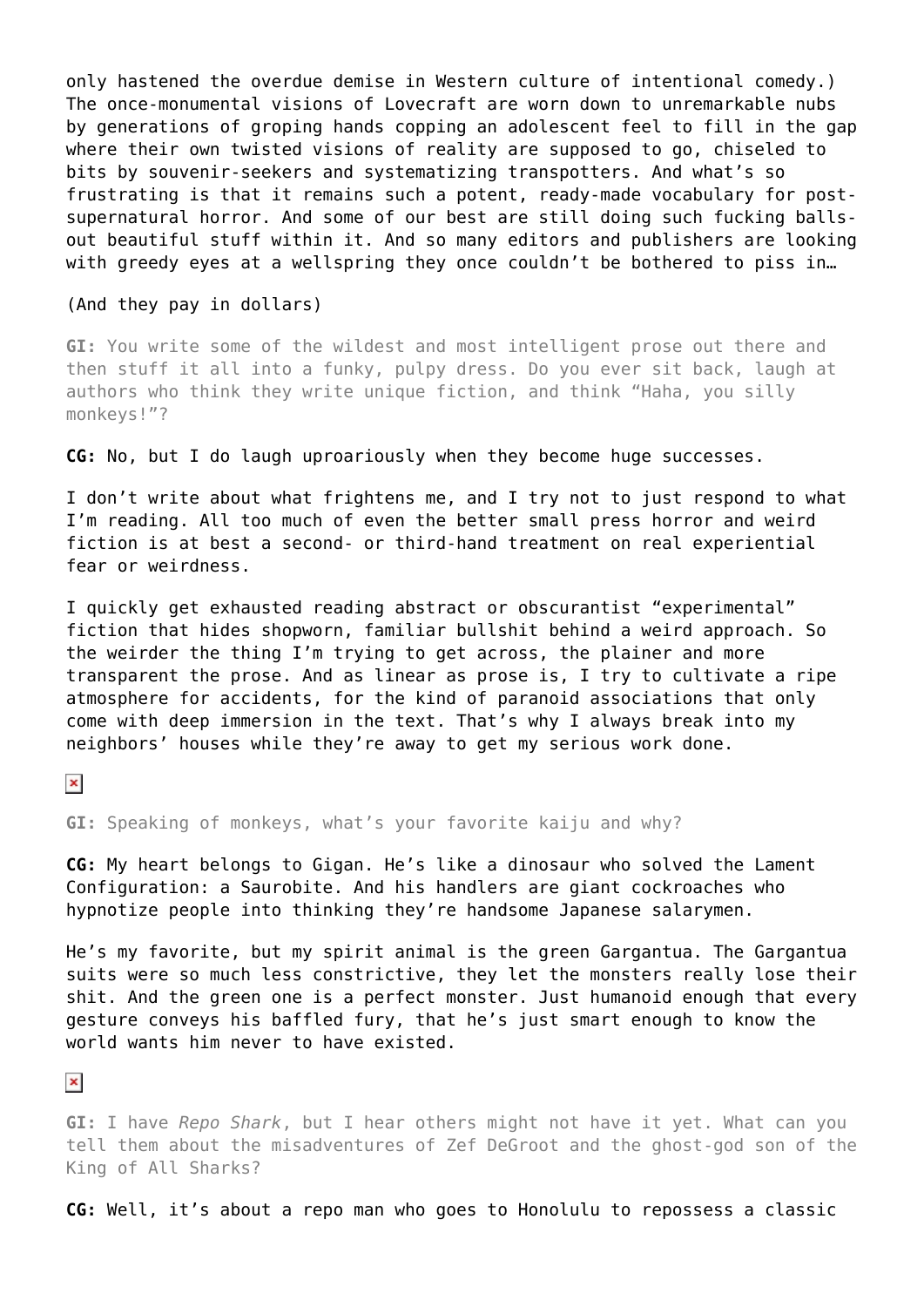only hastened the overdue demise in Western culture of intentional comedy.) The once-monumental visions of Lovecraft are worn down to unremarkable nubs by generations of groping hands copping an adolescent feel to fill in the gap where their own twisted visions of reality are supposed to go, chiseled to bits by souvenir-seekers and systematizing transpotters. And what's so frustrating is that it remains such a potent, ready-made vocabulary for post-supernatural horror. And some of our best are still doing such fucking balls-out beautiful stuff within it. And so many editors and publishers are looking with greedy eyes at a wellspring they once couldn't be bothered to piss in…

(And they pay in dollars)

**GI:** You write some of the wildest and most intelligent prose out there and then stuff it all into a funky, pulpy dress. Do you ever sit back, laugh at authors who think they write unique fiction, and think "Haha, you silly monkeys!"?

**CG:** No, but I do laugh uproariously when they become huge successes.

I don't write about what frightens me, and I try not to just respond to what I'm reading. All too much of even the better small press horror and weird fiction is at best a second- or third-hand treatment on real experiential fear or weirdness.

I quickly get exhausted reading abstract or obscurantist "experimental" fiction that hides shopworn, familiar bullshit behind a weird approach. So the weirder the thing I'm trying to get across, the plainer and more transparent the prose. And as linear as prose is, I try to cultivate a ripe atmosphere for accidents, for the kind of paranoid associations that only come with deep immersion in the text. That's why I always break into my neighbors' houses while they're away to get my serious work done.

**GI:** Speaking of monkeys, what's your favorite kaiju and why?

**CG:** My heart belongs to Gigan. He's like a dinosaur who solved the Lament Configuration: a Saurobite. And his handlers are giant cockroaches who hypnotize people into thinking they're handsome Japanese salarymen.

He's my favorite, but my spirit animal is the green Gargantua. The Gargantua suits were so much less constrictive, they let the monsters really lose their shit. And the green one is a perfect monster. Just humanoid enough that every gesture conveys his baffled fury, that he's just smart enough to know the world wants him never to have existed.

**GI:** I have *Repo Shark*, but I hear others might not have it yet. What can you tell them about the misadventures of Zef DeGroot and the ghost-god son of the King of All Sharks?

**CG:** Well, it's about a repo man who goes to Honolulu to repossess a classic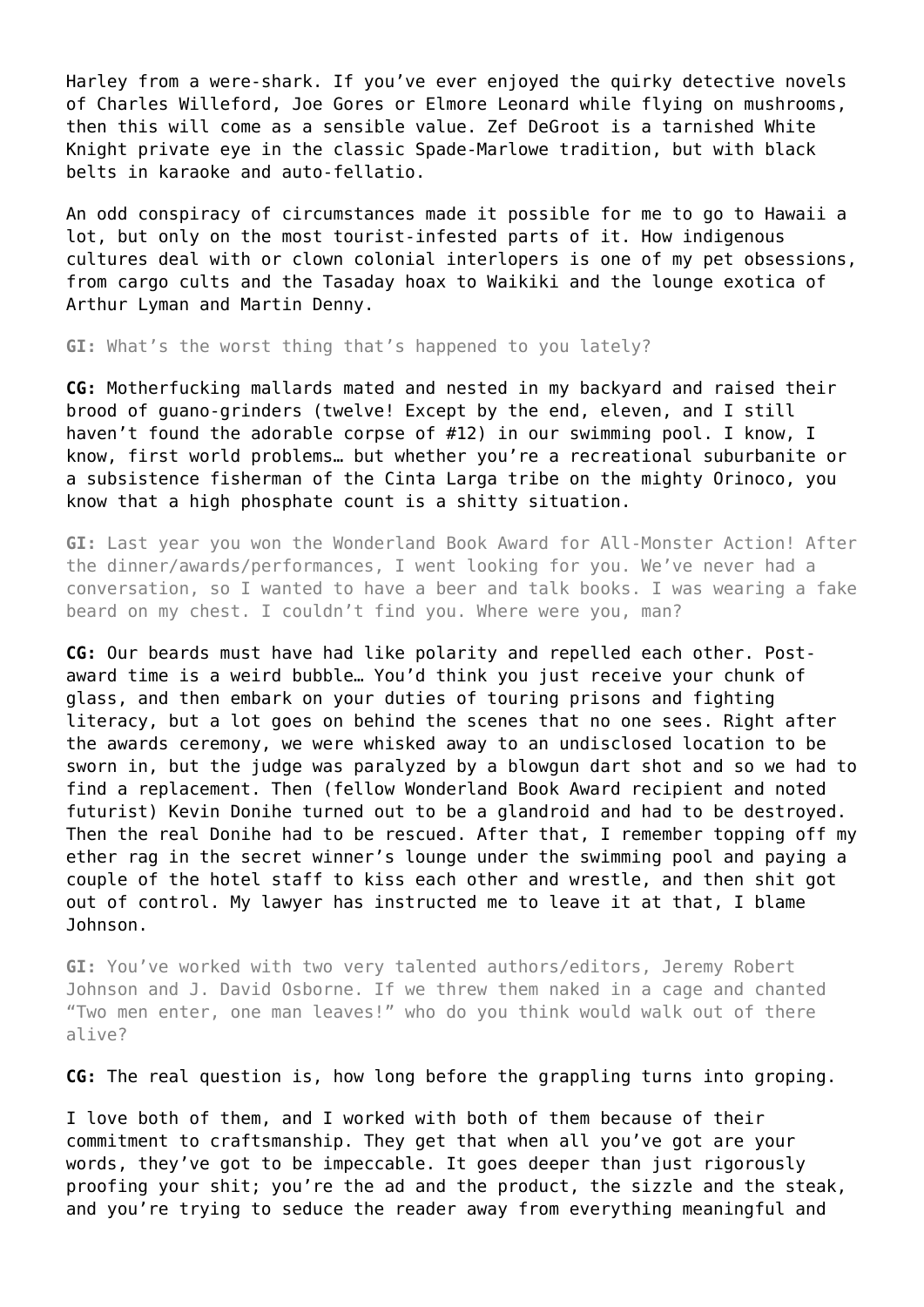Harley from a were-shark. If you've ever enjoyed the quirky detective novels of Charles Willeford, Joe Gores or Elmore Leonard while flying on mushrooms, then this will come as a sensible value. Zef DeGroot is a tarnished White Knight private eye in the classic Spade-Marlowe tradition, but with black belts in karaoke and auto-fellatio.

An odd conspiracy of circumstances made it possible for me to go to Hawaii a lot, but only on the most tourist-infested parts of it. How indigenous cultures deal with or clown colonial interlopers is one of my pet obsessions, from cargo cults and the Tasaday hoax to Waikiki and the lounge exotica of Arthur Lyman and Martin Denny.

**GI:** What's the worst thing that's happened to you lately?

**CG:** Motherfucking mallards mated and nested in my backyard and raised their brood of guano-grinders (twelve! Except by the end, eleven, and I still haven't found the adorable corpse of #12) in our swimming pool. I know, I know, first world problems… but whether you're a recreational suburbanite or a subsistence fisherman of the Cinta Larga tribe on the mighty Orinoco, you know that a high phosphate count is a shitty situation.

**GI:** Last year you won the Wonderland Book Award for All-Monster Action! After the dinner/awards/performances, I went looking for you. We've never had a conversation, so I wanted to have a beer and talk books. I was wearing a fake beard on my chest. I couldn't find you. Where were you, man?

**CG:** Our beards must have had like polarity and repelled each other. Post-award time is a weird bubble… You'd think you just receive your chunk of glass, and then embark on your duties of touring prisons and fighting literacy, but a lot goes on behind the scenes that no one sees. Right after the awards ceremony, we were whisked away to an undisclosed location to be sworn in, but the judge was paralyzed by a blowgun dart shot and so we had to find a replacement. Then (fellow Wonderland Book Award recipient and noted futurist) Kevin Donihe turned out to be a glandroid and had to be destroyed. Then the real Donihe had to be rescued. After that, I remember topping off my ether rag in the secret winner's lounge under the swimming pool and paying a couple of the hotel staff to kiss each other and wrestle, and then shit got out of control. My lawyer has instructed me to leave it at that, I blame Johnson.

**GI:** You've worked with two very talented authors/editors, Jeremy Robert Johnson and J. David Osborne. If we threw them naked in a cage and chanted "Two men enter, one man leaves!" who do you think would walk out of there alive?

**CG:** The real question is, how long before the grappling turns into groping.

I love both of them, and I worked with both of them because of their commitment to craftsmanship. They get that when all you've got are your words, they've got to be impeccable. It goes deeper than just rigorously proofing your shit; you're the ad and the product, the sizzle and the steak, and you're trying to seduce the reader away from everything meaningful and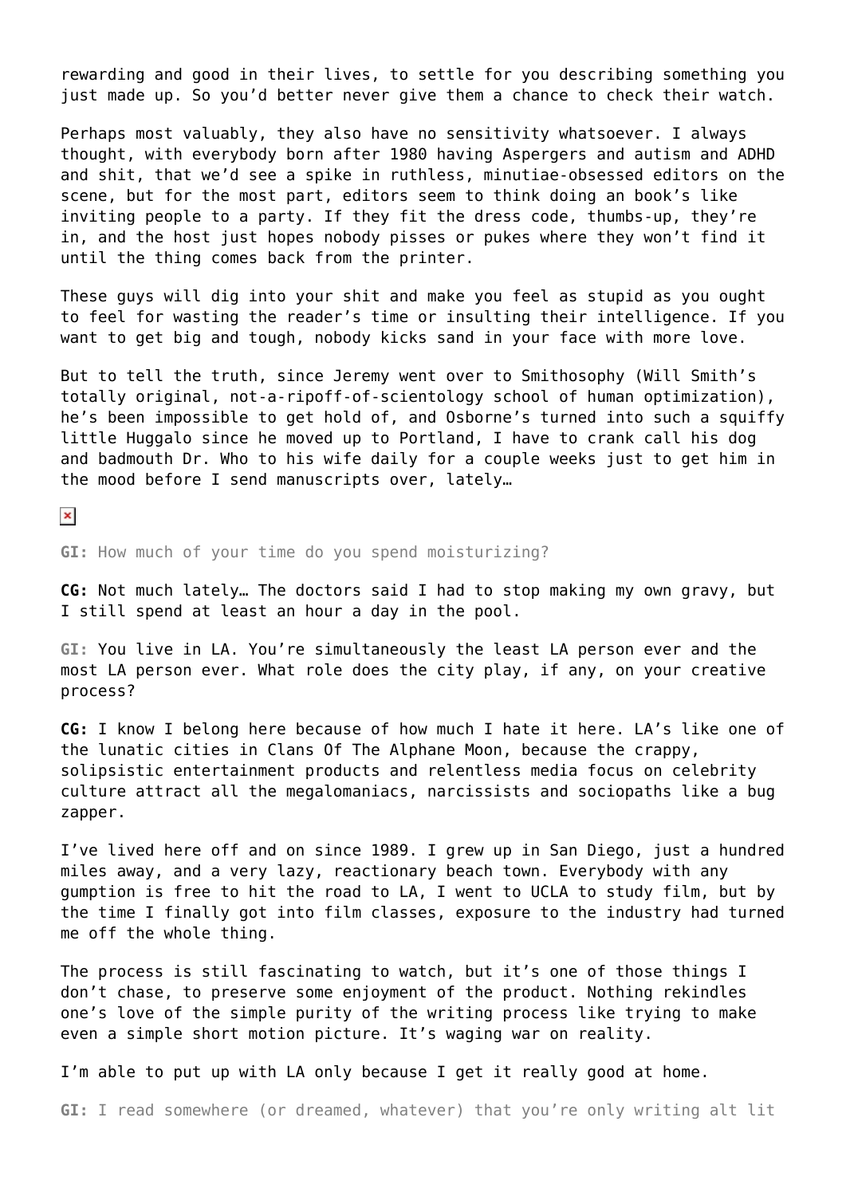rewarding and good in their lives, to settle for you describing something you just made up. So you'd better never give them a chance to check their watch.

Perhaps most valuably, they also have no sensitivity whatsoever. I always thought, with everybody born after 1980 having Aspergers and autism and ADHD and shit, that we'd see a spike in ruthless, minutiae-obsessed editors on the scene, but for the most part, editors seem to think doing an book's like inviting people to a party. If they fit the dress code, thumbs-up, they're in, and the host just hopes nobody pisses or pukes where they won't find it until the thing comes back from the printer.

These guys will dig into your shit and make you feel as stupid as you ought to feel for wasting the reader's time or insulting their intelligence. If you want to get big and tough, nobody kicks sand in your face with more love.

But to tell the truth, since Jeremy went over to Smithosophy (Will Smith's totally original, not-a-ripoff-of-scientology school of human optimization), he's been impossible to get hold of, and Osborne's turned into such a squiffy little Huggalo since he moved up to Portland, I have to crank call his dog and badmouth Dr. Who to his wife daily for a couple weeks just to get him in the mood before I send manuscripts over, lately…

**GI:** How much of your time do you spend moisturizing?

**CG:** Not much lately… The doctors said I had to stop making my own gravy, but I still spend at least an hour a day in the pool.

**GI:** You live in LA. You're simultaneously the least LA person ever and the most LA person ever. What role does the city play, if any, on your creative process?

**CG:** I know I belong here because of how much I hate it here. LA's like one of the lunatic cities in Clans Of The Alphane Moon, because the crappy, solipsistic entertainment products and relentless media focus on celebrity culture attract all the megalomaniacs, narcissists and sociopaths like a bug zapper.

I've lived here off and on since 1989. I grew up in San Diego, just a hundred miles away, and a very lazy, reactionary beach town. Everybody with any gumption is free to hit the road to LA, I went to UCLA to study film, but by the time I finally got into film classes, exposure to the industry had turned me off the whole thing.

The process is still fascinating to watch, but it's one of those things I don't chase, to preserve some enjoyment of the product. Nothing rekindles one's love of the simple purity of the writing process like trying to make even a simple short motion picture. It's waging war on reality.

I'm able to put up with LA only because I get it really good at home.

**GI:** I read somewhere (or dreamed, whatever) that you're only writing alt lit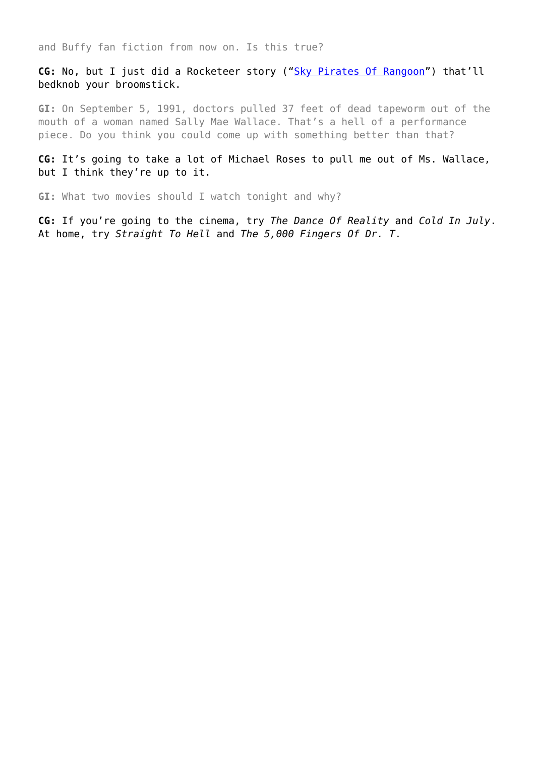and Buffy fan fiction from now on. Is this true?

**CG:** No, but I just did a Rocketeer story ("Sky Pirates Of Rangoon") that'll bedknob your broomstick.

**GI:** On September 5, 1991, doctors pulled 37 feet of dead tapeworm out of the mouth of a woman named Sally Mae Wallace. That's a hell of a performance piece. Do you think you could come up with something better than that?

**CG:** It's going to take a lot of Michael Roses to pull me out of Ms. Wallace, but I think they're up to it.

**GI:** What two movies should I watch tonight and why?

**CG:** If you're going to the cinema, try *The Dance Of Reality* and *Cold In July*. At home, try *Straight To Hell* and *The 5,000 Fingers Of Dr. T*.